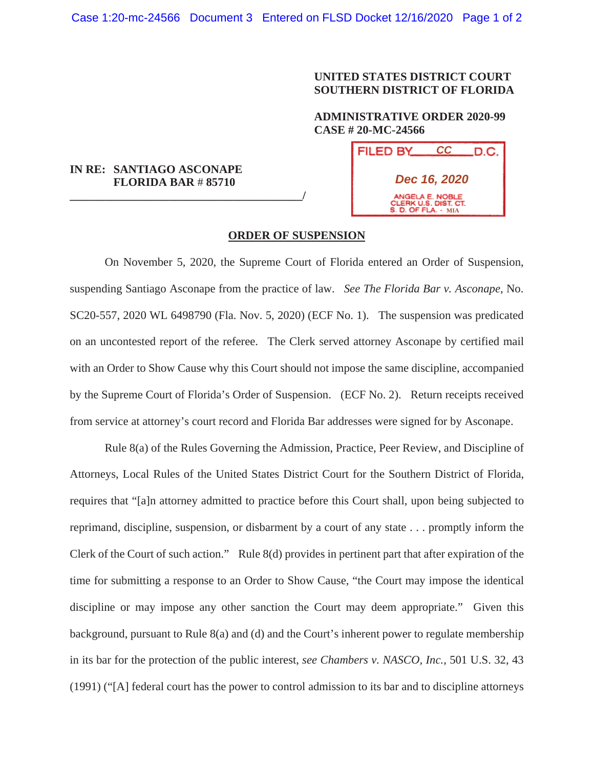**UNITED STATES DISTRICT COURT**
**SOUTHERN DISTRICT OF FLORIDA**

**ADMINISTRATIVE ORDER 2020-99**
**CASE # 20-MC-24566**

FILED BY CC D.C.
Dec 16, 2020
ANGELA E. NOBLE
CLERK U.S. DIST. CT.
S. D. OF FLA. - MIA

**IN RE: SANTIAGO ASCONAPE**
**FLORIDA BAR # 85710**
_______________________________________/

**ORDER OF SUSPENSION**

On November 5, 2020, the Supreme Court of Florida entered an Order of Suspension, suspending Santiago Asconape from the practice of law. *See The Florida Bar v. Asconape*, No. SC20-557, 2020 WL 6498790 (Fla. Nov. 5, 2020) (ECF No. 1). The suspension was predicated on an uncontested report of the referee. The Clerk served attorney Asconape by certified mail with an Order to Show Cause why this Court should not impose the same discipline, accompanied by the Supreme Court of Florida's Order of Suspension. (ECF No. 2). Return receipts received from service at attorney's court record and Florida Bar addresses were signed for by Asconape.

Rule 8(a) of the Rules Governing the Admission, Practice, Peer Review, and Discipline of Attorneys, Local Rules of the United States District Court for the Southern District of Florida, requires that "[a]n attorney admitted to practice before this Court shall, upon being subjected to reprimand, discipline, suspension, or disbarment by a court of any state . . . promptly inform the Clerk of the Court of such action." Rule 8(d) provides in pertinent part that after expiration of the time for submitting a response to an Order to Show Cause, "the Court may impose the identical discipline or may impose any other sanction the Court may deem appropriate." Given this background, pursuant to Rule 8(a) and (d) and the Court's inherent power to regulate membership in its bar for the protection of the public interest, *see Chambers v. NASCO, Inc.*, 501 U.S. 32, 43 (1991) ("[A] federal court has the power to control admission to its bar and to discipline attorneys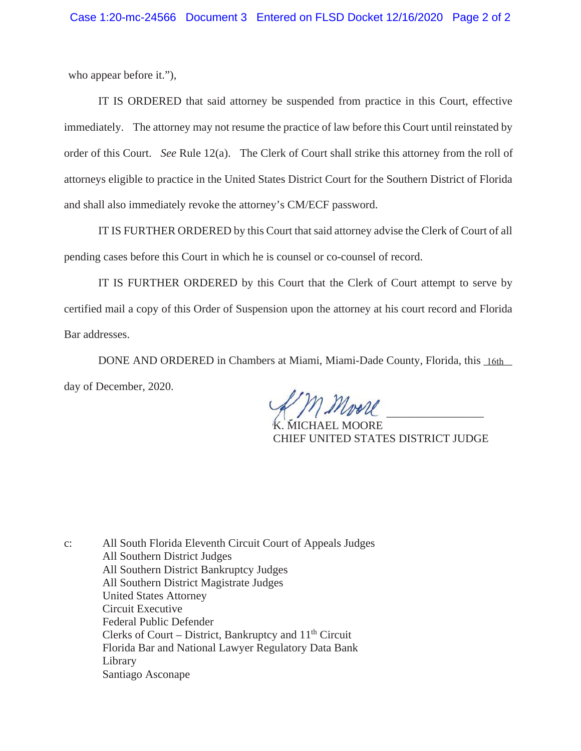who appear before it."),

IT IS ORDERED that said attorney be suspended from practice in this Court, effective immediately. The attorney may not resume the practice of law before this Court until reinstated by order of this Court. *See* Rule 12(a). The Clerk of Court shall strike this attorney from the roll of attorneys eligible to practice in the United States District Court for the Southern District of Florida and shall also immediately revoke the attorney's CM/ECF password.

IT IS FURTHER ORDERED by this Court that said attorney advise the Clerk of Court of all pending cases before this Court in which he is counsel or co-counsel of record.

IT IS FURTHER ORDERED by this Court that the Clerk of Court attempt to serve by certified mail a copy of this Order of Suspension upon the attorney at his court record and Florida Bar addresses.

DONE AND ORDERED in Chambers at Miami, Miami-Dade County, Florida, this 16th day of December, 2020.

K. MICHAEL MOORE
CHIEF UNITED STATES DISTRICT JUDGE

c: All South Florida Eleventh Circuit Court of Appeals Judges
All Southern District Judges
All Southern District Bankruptcy Judges
All Southern District Magistrate Judges
United States Attorney
Circuit Executive
Federal Public Defender
Clerks of Court – District, Bankruptcy and 11th Circuit
Florida Bar and National Lawyer Regulatory Data Bank
Library
Santiago Asconape